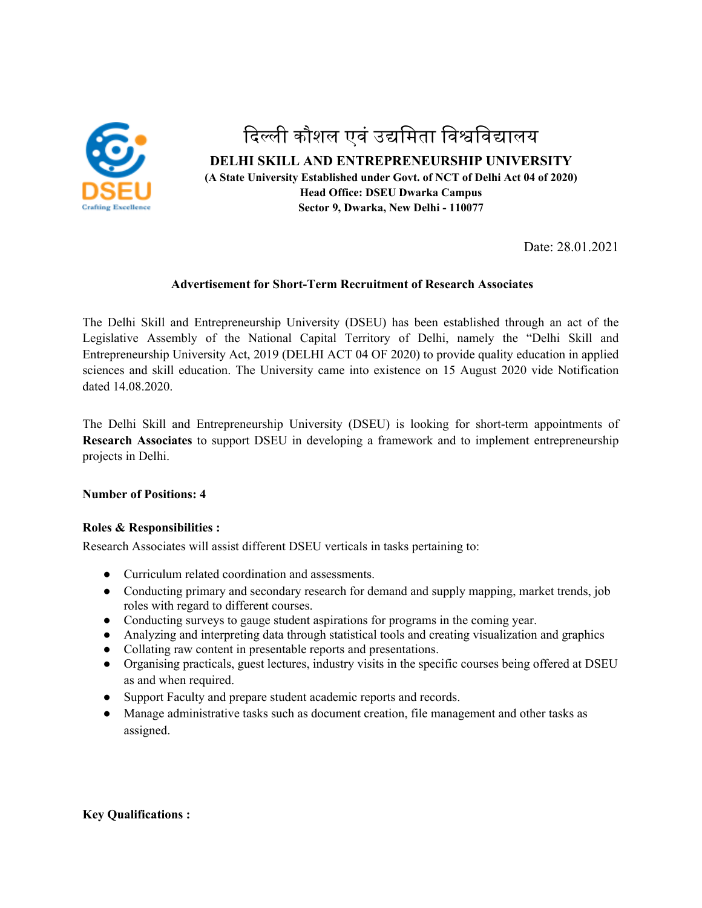दिल्ली कौशल एवं उद्यमिता विश्वविद्यालय

**DELHI SKILL AND ENTREPRENEURSHIP UNIVERSITY**

**(A State University Established under Govt. of NCT of Delhi Act 04 of 2020)**

**Head Office: DSEU Dwarka Campus**

**Sector 9, Dwarka, New Delhi - 110077**

Date: 28.01.2021

**Advertisement for Short-Term Recruitment of Research Associates**

The Delhi Skill and Entrepreneurship University (DSEU) has been established through an act of the Legislative Assembly of the National Capital Territory of Delhi, namely the "Delhi Skill and Entrepreneurship University Act, 2019 (DELHI ACT 04 OF 2020) to provide quality education in applied sciences and skill education. The University came into existence on 15 August 2020 vide Notification dated 14.08.2020.

The Delhi Skill and Entrepreneurship University (DSEU) is looking for short-term appointments of **Research Associates** to support DSEU in developing a framework and to implement entrepreneurship projects in Delhi.

**Number of Positions: 4**

**Roles & Responsibilities :**

Research Associates will assist different DSEU verticals in tasks pertaining to:

- Curriculum related coordination and assessments.
- Conducting primary and secondary research for demand and supply mapping, market trends, job roles with regard to different courses.
- Conducting surveys to gauge student aspirations for programs in the coming year.
- Analyzing and interpreting data through statistical tools and creating visualization and graphics
- Collating raw content in presentable reports and presentations.
- Organising practicals, guest lectures, industry visits in the specific courses being offered at DSEU as and when required.
- Support Faculty and prepare student academic reports and records.
- Manage administrative tasks such as document creation, file management and other tasks as assigned.

**Key Qualifications :**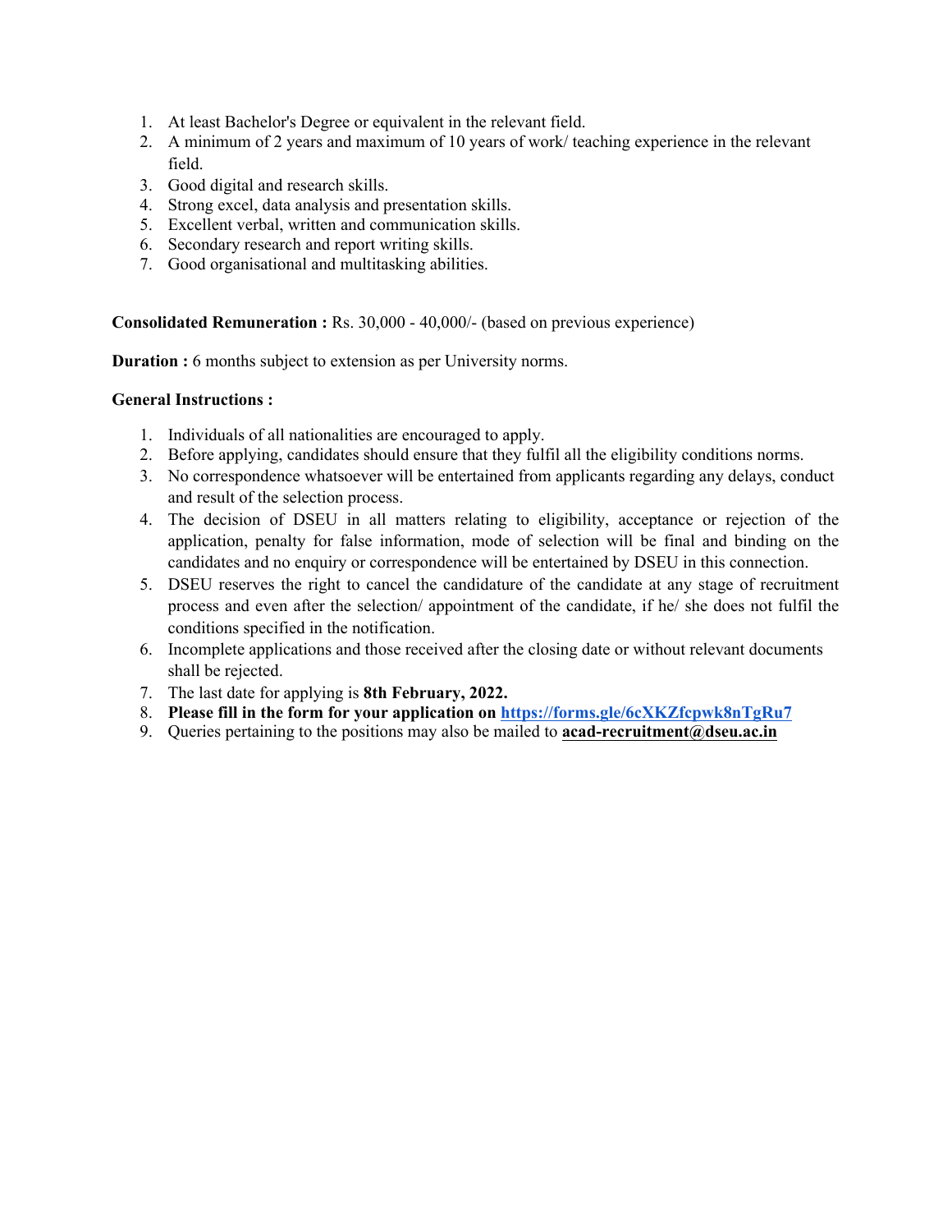1. At least Bachelor's Degree or equivalent in the relevant field.
2. A minimum of 2 years and maximum of 10 years of work/ teaching experience in the relevant field.
3. Good digital and research skills.
4. Strong excel, data analysis and presentation skills.
5. Excellent verbal, written and communication skills.
6. Secondary research and report writing skills.
7. Good organisational and multitasking abilities.

**Consolidated Remuneration :** Rs. 30,000 - 40,000/- (based on previous experience)

**Duration :** 6 months subject to extension as per University norms.

**General Instructions :**

1. Individuals of all nationalities are encouraged to apply.
2. Before applying, candidates should ensure that they fulfil all the eligibility conditions norms.
3. No correspondence whatsoever will be entertained from applicants regarding any delays, conduct and result of the selection process.
4. The decision of DSEU in all matters relating to eligibility, acceptance or rejection of the application, penalty for false information, mode of selection will be final and binding on the candidates and no enquiry or correspondence will be entertained by DSEU in this connection.
5. DSEU reserves the right to cancel the candidature of the candidate at any stage of recruitment process and even after the selection/ appointment of the candidate, if he/ she does not fulfil the conditions specified in the notification.
6. Incomplete applications and those received after the closing date or without relevant documents shall be rejected.
7. The last date for applying is **8th February, 2022.**
8. **Please fill in the form for your application on [https://forms.gle/6cXKZfcpwk8nTgRu7](https://forms.gle/6cXKZfcpwk8nTgRu7)**
9. Queries pertaining to the positions may also be mailed to **acad-recruitment@dseu.ac.in**